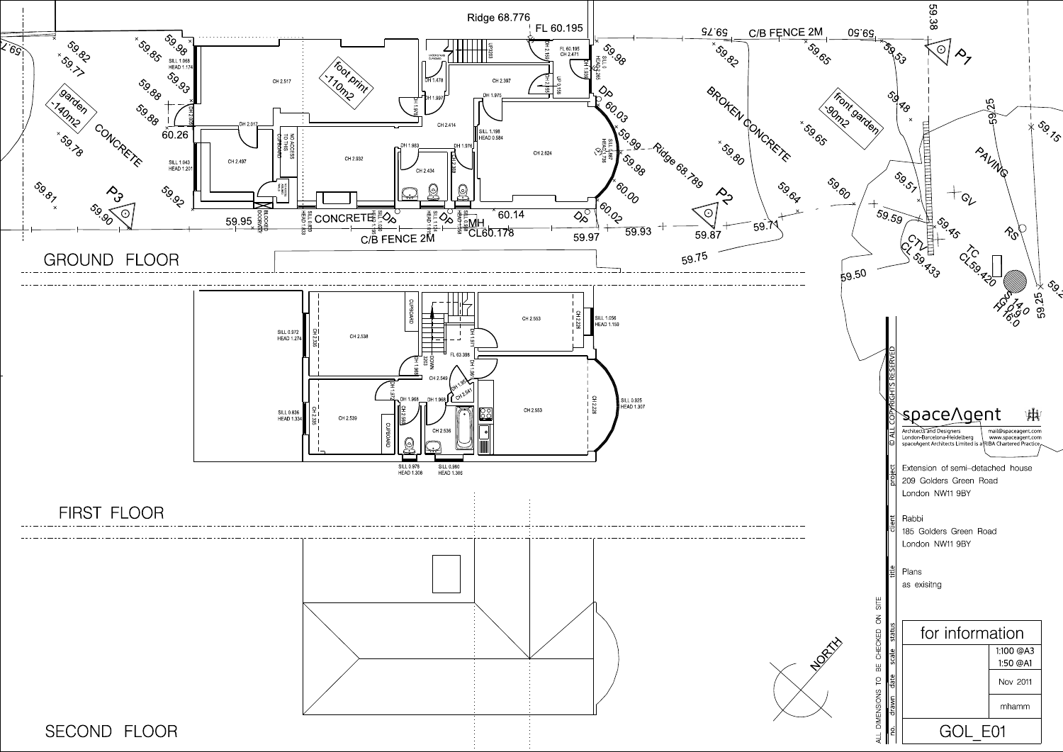# GROUND FLOOR

Ridge 68.776

FL 60.195

garden -140m2

CONCRETE

foot print -110m2

C/B FENCE 2M

BROKEN CONCRETE

front garden -90m2

PAVING

Ridge 68.789

P1

P2

P3

CONCRETE

C/B FENCE 2M

MH CL60.178

CTV CL 59.433

TC CL59.420

GV

RS

# FIRST FLOOR

# SECOND FLOOR

NORTH

© ALL COPYRIGHTS RESERVED

spaceAgent

Architects and Designers
London-Barcelona-Heidelberg
spaceAgent Architects Limited is a RIBA Chartered Practice

mail@spaceagent.com
www.spaceagent.com

project: Extension of semi-detached house
209 Golders Green Road
London NW11 9BY

client: Rabbi
185 Golders Green Road
London NW11 9BY

title: Plans
as exisitng

status: for information

scale: 1:100 @A3
1:50 @A1

date: Nov 2011

drawn: mhamm

no.: GOL_E01

ALL DIMENSIONS TO BE CHECKED ON SITE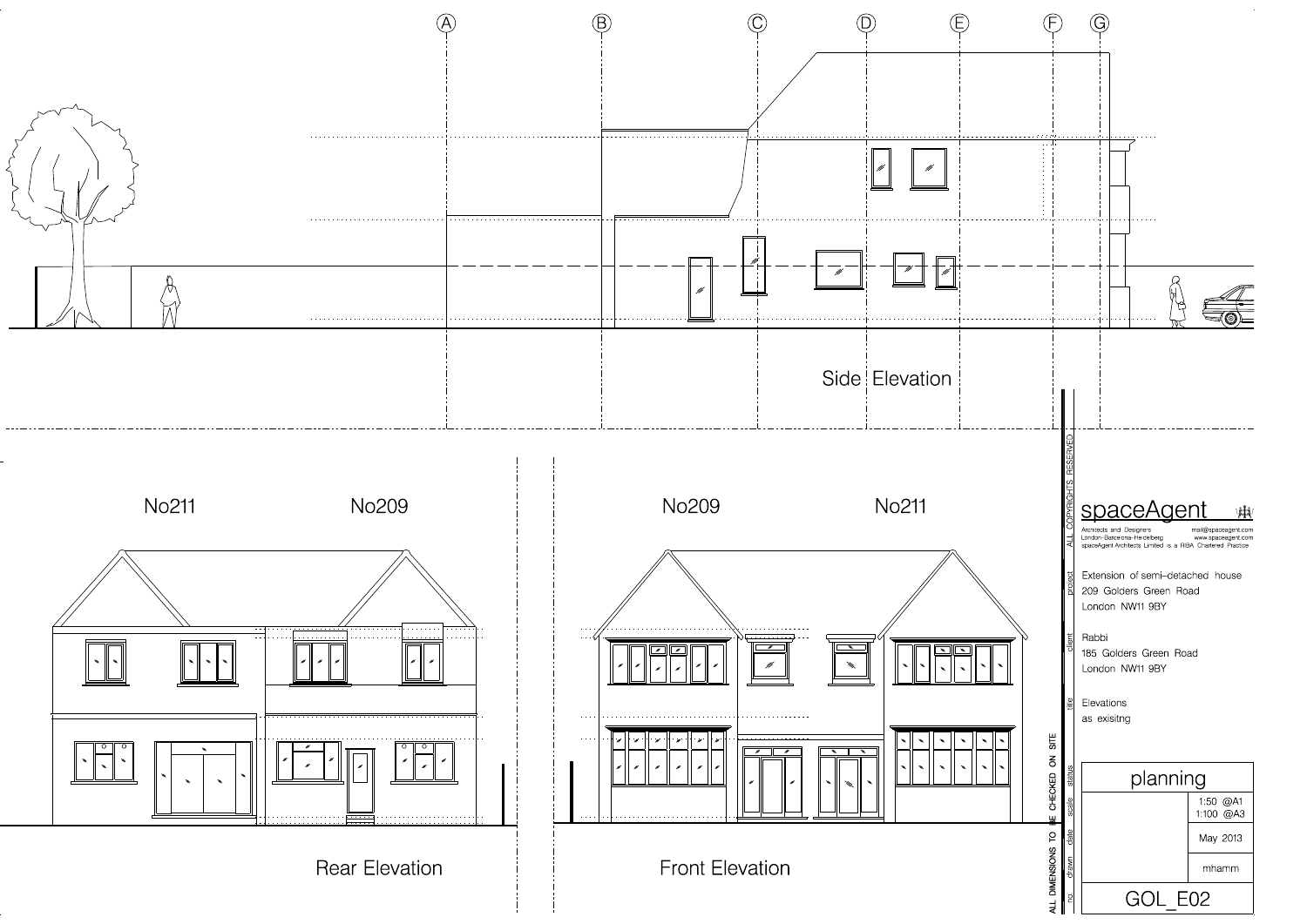Side Elevation

A B C D E F G

Rear Elevation

No211 No209

Front Elevation

No209 No211

ALL COPYRIGHTS RESERVED

ALL DIMENSIONS TO BE CHECKED ON SITE

**spaceAgent**

Architects and Designers
London–Barcelona–Heidelberg
spaceAgent Architects Limited is a RIBA Chartered Practice
mail@spaceagent.com
www.spaceagent.com

project
Extension of semi–detached house
209 Golders Green Road
London NW11 9BY

client
Rabbi
185 Golders Green Road
London NW11 9BY

title
Elevations
as exisitng

status
planning

scale
1:50 @A1
1:100 @A3

date
May 2013

drawn
mhamm

no.
GOL_E02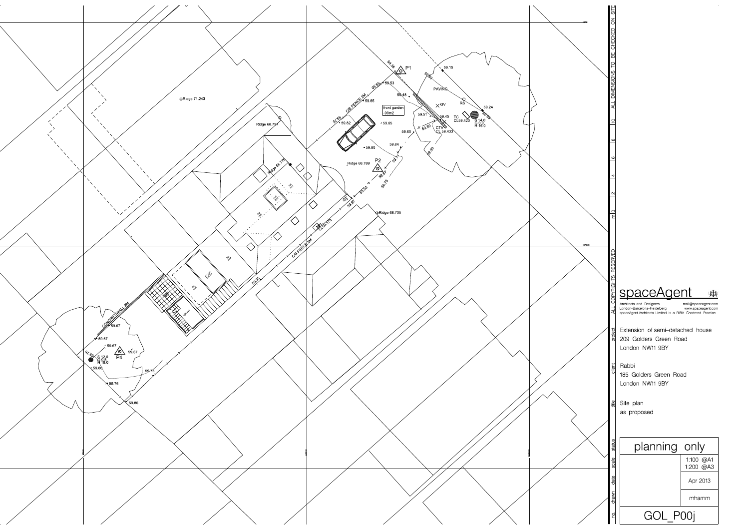Ridge 71.243

Ridge 68.797

Ridge 68.776

Ridge 68.789

Ridge 68.735

P1

P2

P4

59.38

59.15

59.53

59.65

59.48

59.65

59.82

59.65

59.80

59.51

59.45

59.59

59.60

59.64

59.24

59.50

59.67

59.67

59.67

59.67

59.80

59.75

59.76

59.86

59.95

59.97

59.93

59.75

59.71

C/B FENCE 2M

C/B FENCE 2M

CONCRETE WALL 2M

front garden
~90m2

PAVING

GV

RS

TC
CL59.420

CTV
CL 59.433

S 14.0
S 9.8
H 16.0

S 12.0
S 10.0
H 16.0

MH
CL60.178

ALL DIMENSIONS TO BE CHECKED ON SITE

ALL COPYRIGHTS RESERVED

m 0 2 4 6 8 10

## spaceAgent

Architects and Designers mail@spaceagent.com
London–Barcelona–Heidelberg www.spaceagent.com
spaceAgent Architects Limited is a RIBA Chartered Practice

project
Extension of semi-detached house
209 Golders Green Road
London NW11 9BY

client
Rabbi
185 Golders Green Road
London NW11 9BY

title
Site plan
as proposed

| status | planning only | |
|---|---|---|
| scale | | 1:100 @A1<br>1:200 @A3 |
| date | | Apr 2013 |
| drawn | | mhamm |
| no. | GOL_P00j | |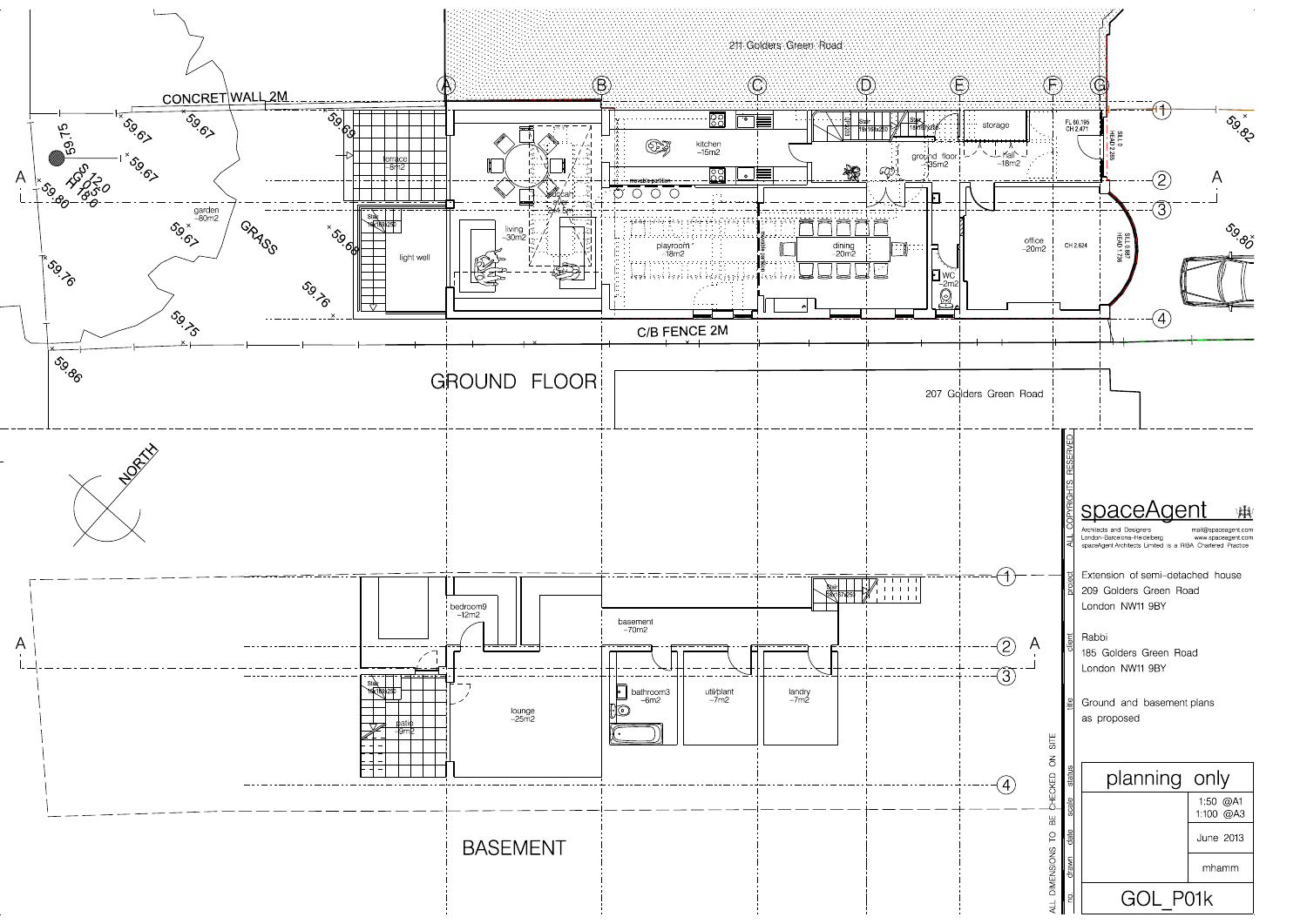## GROUND FLOOR

211 Golders Green Road

207 Golders Green Road

CONCRET WALL 2M

C/B FENCE 2M

- terrace ~8m2
- light well
- garden ~80m2
- GRASS
- living ~30m2
- kitchen ~15m2
- playroom ~18m2
- dining ~20m2
- ground floor ~35m2
- hall ~18m2
- storage
- office ~20m2
- WC ~2m2

## BASEMENT

- bedroom9 ~12m2
- basement ~70m2
- lounge ~25m2
- patio ~9m2
- bathroom3 ~6m2
- utl/plant ~7m2
- landry ~7m2

NORTH

ALL COPYRIGHTS RESERVED

ALL DIMENSIONS TO BE CHECKED ON SITE

**spaceAgent**

Architects and Designers — mail@spaceagent.com
London–Barcelona–Heidelberg — www.spaceagent.com
spaceAgent Architects Limited is a RIBA Chartered Practice

| | |
|---|---|
| project | Extension of semi-detached house<br>209 Golders Green Road<br>London NW11 9BY |
| client | Rabbi<br>185 Golders Green Road<br>London NW11 9BY |
| title | Ground and basement plans as proposed |
| status | planning only |
| scale | 1:50 @A1<br>1:100 @A3 |
| date | June 2013 |
| drawn | mhamm |
| no. | GOL_P01k |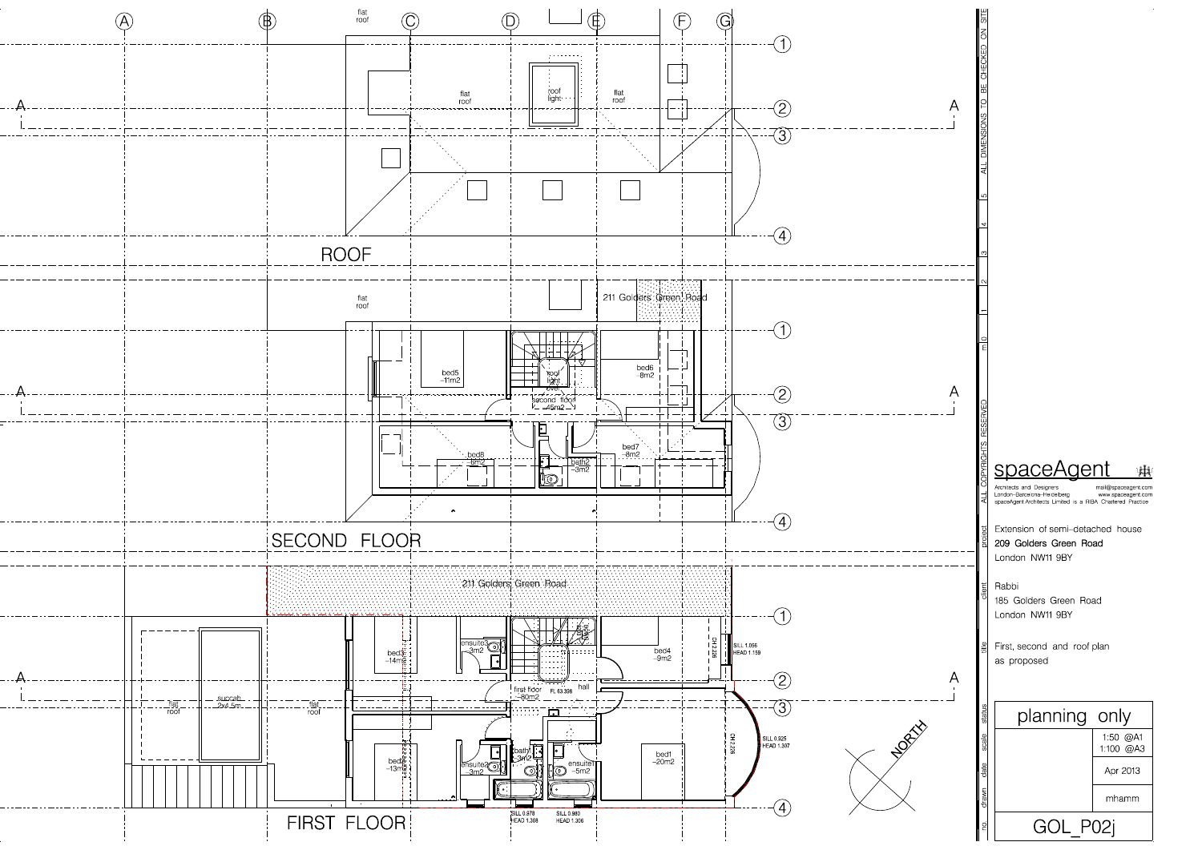## ROOF

flat roof

flat roof

roof light

flat roof

## SECOND FLOOR

flat roof

211 Golders Green Road

bed5 ~11m2

roof light

second floor ~15m2

bed6 ~8m2

bed8 ~8m2

bath2 ~3m2

bed7 ~8m2

## FIRST FLOOR

211 Golders Green Road

flat roof

succah 2x4.5m

flat roof

bed3 ~14m2

ensuite3 ~3m2

first floor ~30m2

FL 63.308

hall

bed4 ~9m2

CH 2.226

SILL 1.056
HEAD 1.159

bed2 ~13m2

ensuite2 ~3m2

bath1 ~3m2

ensuite1 ~5m2

bed1 ~20m2

CH 2.226

SILL 0.925
HEAD 1.307

SILL 0.978
HEAD 1.308

SILL 0.980
HEAD 1.306

NORTH

ALL DIMENSIONS TO BE CHECKED ON SITE

ALL COPYRIGHTS RESERVED

m 0 1 2 3 4 5

**spaceAgent**

Architects and Designers — mail@spaceagent.com
London–Barcelona–Heidelberg — www.spaceagent.com
spaceAgent Architects Limited is a RIBA Chartered Practice

| | |
|---|---|
| project | Extension of semi-detached house<br>209 Golders Green Road<br>London NW11 9BY |
| client | Rabbi<br>185 Golders Green Road<br>London NW11 9BY |
| title | First, second and roof plan as proposed |
| status | planning only |
| scale | 1:50 @A1<br>1:100 @A3 |
| date | Apr 2013 |
| drawn | mhamm |
| no. | GOL_P02j |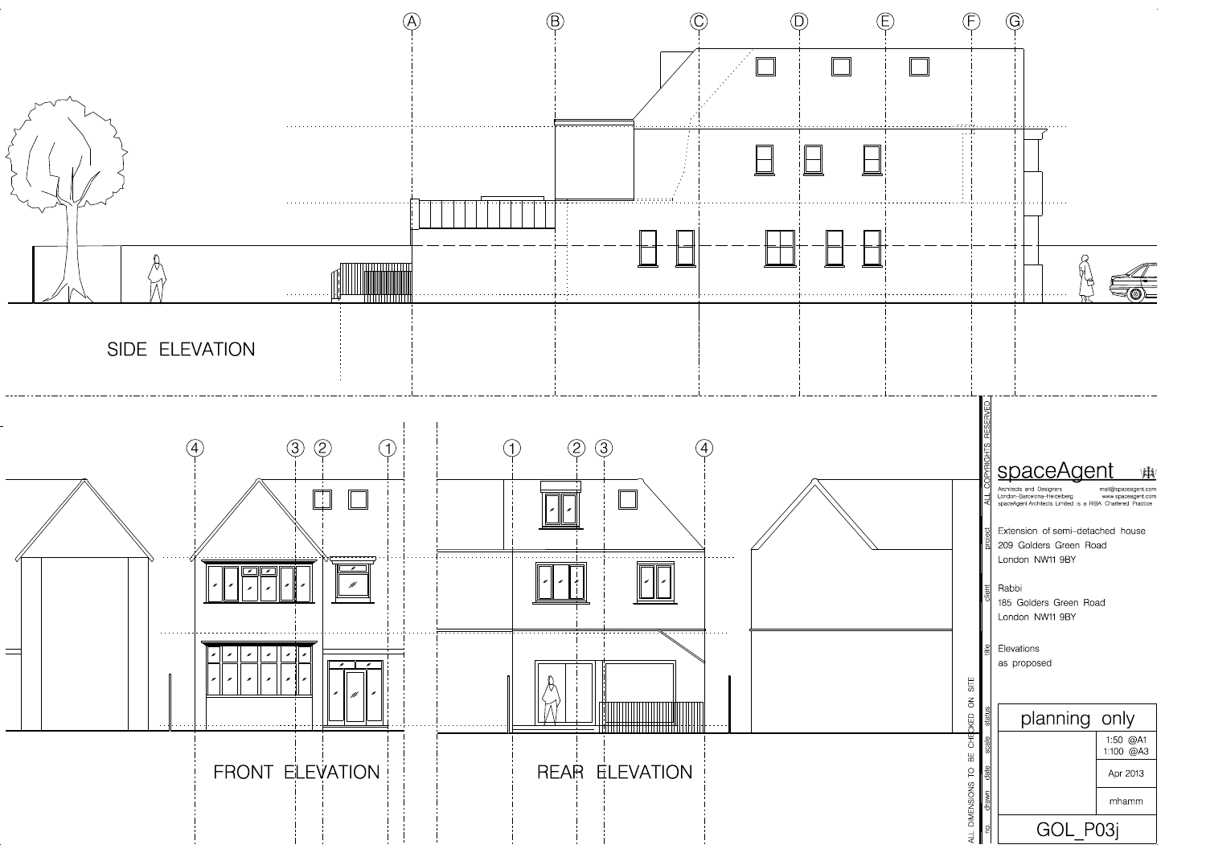SIDE ELEVATION

FRONT ELEVATION

REAR ELEVATION

ALL DIMENSIONS TO BE CHECKED ON SITE

ALL COPYRIGHTS RESERVED

## spaceAgent

Architects and Designers
London–Barcelona–Heidelberg
spaceAgent Architects Limited is a RIBA Chartered Practice

mail@spaceagent.com
www.spaceagent.com

project: Extension of semi-detached house
209 Golders Green Road
London NW11 9BY

client: Rabbi
185 Golders Green Road
London NW11 9BY

title: Elevations
as proposed

status: planning only

scale: 1:50 @A1
1:100 @A3

date: Apr 2013

drawn: mhamm

no: GOL_P03j